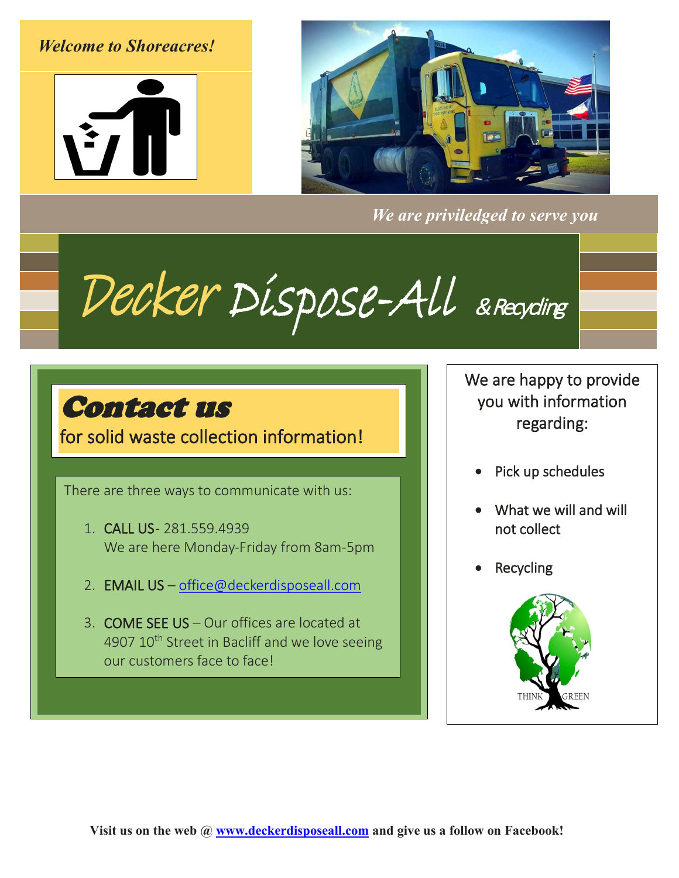*Welcome to Shoreacres!*

*We are priviledged to serve you*

# Decker Dispose-All & Recycling

## Contact us

for solid waste collection information!

There are three ways to communicate with us:

1. CALL US- 281.559.4939
   We are here Monday-Friday from 8am-5pm
2. EMAIL US – office@deckerdisposeall.com
3. COME SEE US – Our offices are located at 4907 10th Street in Bacliff and we love seeing our customers face to face!

We are happy to provide you with information regarding:

- Pick up schedules
- What we will and will not collect
- Recycling

THINK GREEN

**Visit us on the web @ www.deckerdisposeall.com and give us a follow on Facebook!**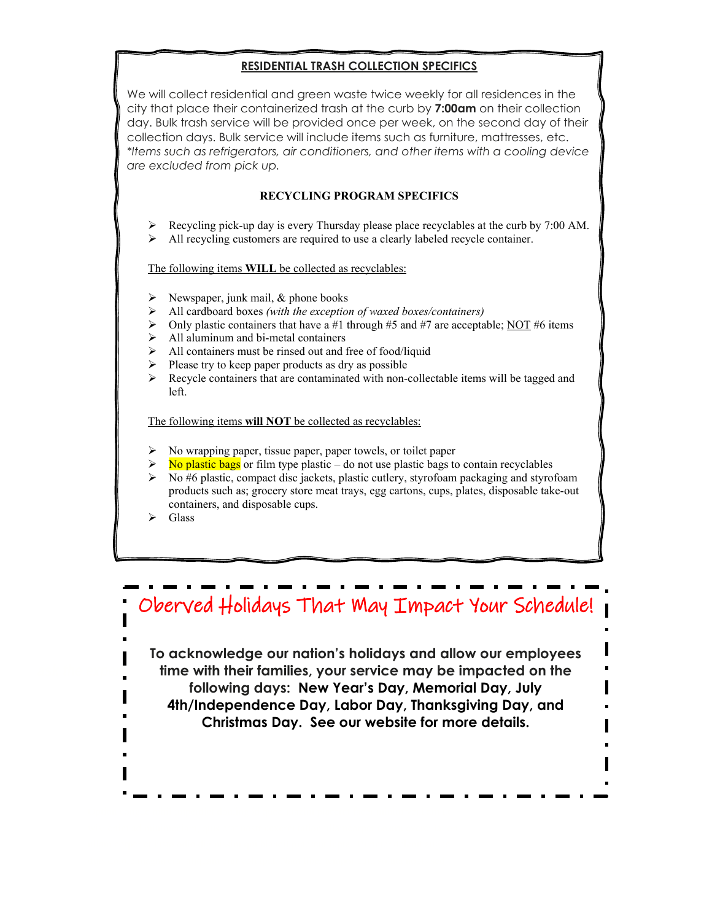## RESIDENTIAL TRASH COLLECTION SPECIFICS

We will collect residential and green waste twice weekly for all residences in the city that place their containerized trash at the curb by **7:00am** on their collection day. Bulk trash service will be provided once per week, on the second day of their collection days. Bulk service will include items such as furniture, mattresses, etc. *\*Items such as refrigerators, air conditioners, and other items with a cooling device are excluded from pick up.*

### RECYCLING PROGRAM SPECIFICS

- Recycling pick-up day is every Thursday please place recyclables at the curb by 7:00 AM.
- All recycling customers are required to use a clearly labeled recycle container.

The following items **WILL** be collected as recyclables:

- Newspaper, junk mail, & phone books
- All cardboard boxes *(with the exception of waxed boxes/containers)*
- Only plastic containers that have a #1 through #5 and #7 are acceptable; NOT #6 items
- All aluminum and bi-metal containers
- All containers must be rinsed out and free of food/liquid
- Please try to keep paper products as dry as possible
- Recycle containers that are contaminated with non-collectable items will be tagged and left.

The following items **will NOT** be collected as recyclables:

- No wrapping paper, tissue paper, paper towels, or toilet paper
- No plastic bags or film type plastic – do not use plastic bags to contain recyclables
- No #6 plastic, compact disc jackets, plastic cutlery, styrofoam packaging and styrofoam products such as; grocery store meat trays, egg cartons, cups, plates, disposable take-out containers, and disposable cups.
- Glass

## Oberved Holidays That May Impact Your Schedule!

**To acknowledge our nation's holidays and allow our employees time with their families, your service may be impacted on the following days: New Year's Day, Memorial Day, July 4th/Independence Day, Labor Day, Thanksgiving Day, and Christmas Day. See our website for more details.**